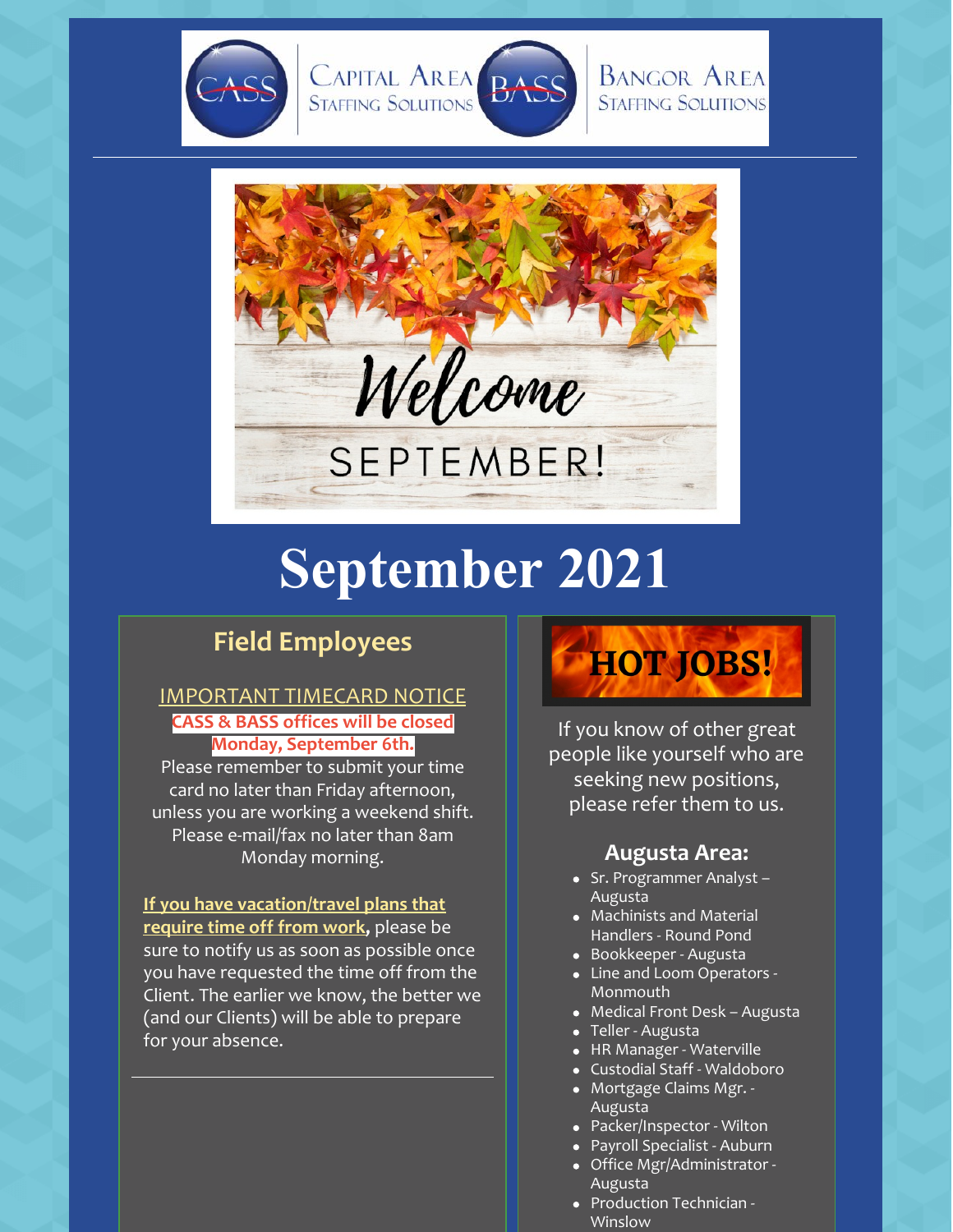Capital Area Staffing Solutions — Bangor Area Staffing Solutions

Welcome SEPTEMBER!

# September 2021

## Field Employees

IMPORTANT TIMECARD NOTICE

**CASS & BASS offices will be closed Monday, September 6th.**

Please remember to submit your time card no later than Friday afternoon, unless you are working a weekend shift. Please e-mail/fax no later than 8am Monday morning.

**If you have vacation/travel plans that require time off from work**, please be sure to notify us as soon as possible once you have requested the time off from the Client. The earlier we know, the better we (and our Clients) will be able to prepare for your absence.

## HOT JOBS!

If you know of other great people like yourself who are seeking new positions, please refer them to us.

### Augusta Area:

- Sr. Programmer Analyst – Augusta
- Machinists and Material Handlers - Round Pond
- Bookkeeper - Augusta
- Line and Loom Operators - Monmouth
- Medical Front Desk – Augusta
- Teller - Augusta
- HR Manager - Waterville
- Custodial Staff - Waldoboro
- Mortgage Claims Mgr. - Augusta
- Packer/Inspector - Wilton
- Payroll Specialist - Auburn
- Office Mgr/Administrator - Augusta
- Production Technician - Winslow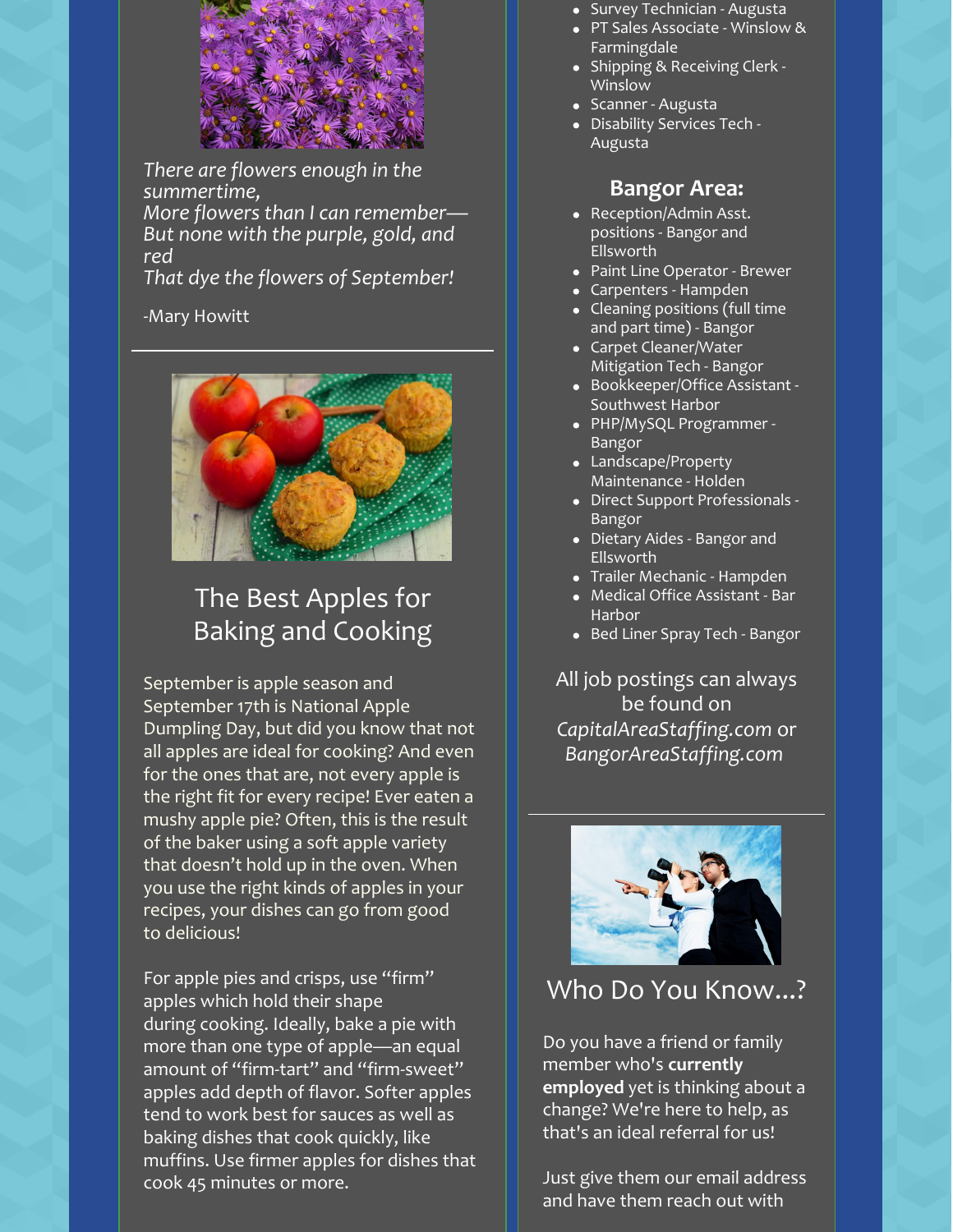*There are flowers enough in the summertime,*
*More flowers than I can remember—*
*But none with the purple, gold, and red*
*That dye the flowers of September!*

-Mary Howitt

## The Best Apples for Baking and Cooking

September is apple season and September 17th is National Apple Dumpling Day, but did you know that not all apples are ideal for cooking? And even for the ones that are, not every apple is the right fit for every recipe! Ever eaten a mushy apple pie? Often, this is the result of the baker using a soft apple variety that doesn't hold up in the oven. When you use the right kinds of apples in your recipes, your dishes can go from good to delicious!

For apple pies and crisps, use "firm" apples which hold their shape during cooking. Ideally, bake a pie with more than one type of apple—an equal amount of "firm-tart" and "firm-sweet" apples add depth of flavor. Softer apples tend to work best for sauces as well as baking dishes that cook quickly, like muffins. Use firmer apples for dishes that cook 45 minutes or more.

- Survey Technician - Augusta
- PT Sales Associate - Winslow & Farmingdale
- Shipping & Receiving Clerk - Winslow
- Scanner - Augusta
- Disability Services Tech - Augusta

### Bangor Area:

- Reception/Admin Asst. positions - Bangor and Ellsworth
- Paint Line Operator - Brewer
- Carpenters - Hampden
- Cleaning positions (full time and part time) - Bangor
- Carpet Cleaner/Water Mitigation Tech - Bangor
- Bookkeeper/Office Assistant - Southwest Harbor
- PHP/MySQL Programmer - Bangor
- Landscape/Property Maintenance - Holden
- Direct Support Professionals - Bangor
- Dietary Aides - Bangor and Ellsworth
- Trailer Mechanic - Hampden
- Medical Office Assistant - Bar Harbor
- Bed Liner Spray Tech - Bangor

All job postings can always be found on *CapitalAreaStaffing.com* or *BangorAreaStaffing.com*

## Who Do You Know...?

Do you have a friend or family member who's **currently employed** yet is thinking about a change? We're here to help, as that's an ideal referral for us!

Just give them our email address and have them reach out with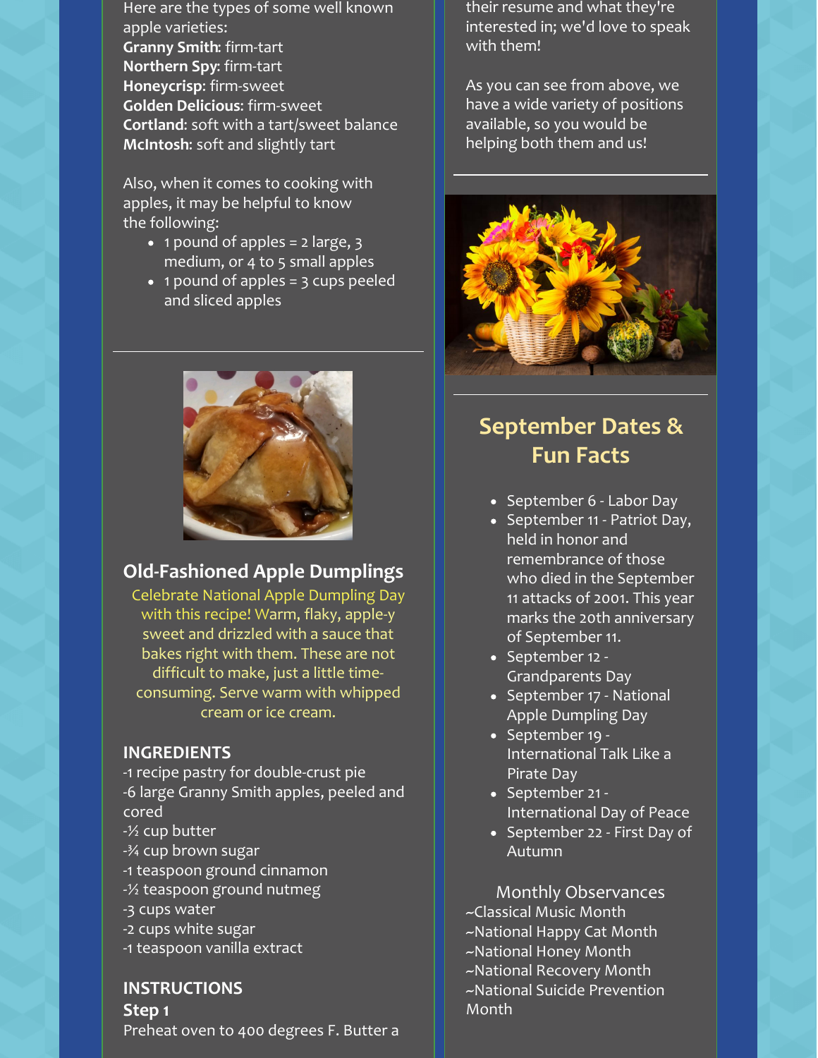Here are the types of some well known apple varieties:
**Granny Smith**: firm-tart
**Northern Spy**: firm-tart
**Honeycrisp**: firm-sweet
**Golden Delicious**: firm-sweet
**Cortland**: soft with a tart/sweet balance
**McIntosh**: soft and slightly tart

Also, when it comes to cooking with apples, it may be helpful to know the following:

- 1 pound of apples = 2 large, 3 medium, or 4 to 5 small apples
- 1 pound of apples = 3 cups peeled and sliced apples

---

## Old-Fashioned Apple Dumplings

Celebrate National Apple Dumpling Day with this recipe! Warm, flaky, apple-y sweet and drizzled with a sauce that bakes right with them. These are not difficult to make, just a little time-consuming. Serve warm with whipped cream or ice cream.

**INGREDIENTS**
-1 recipe pastry for double-crust pie
-6 large Granny Smith apples, peeled and cored
-½ cup butter
-¾ cup brown sugar
-1 teaspoon ground cinnamon
-½ teaspoon ground nutmeg
-3 cups water
-2 cups white sugar
-1 teaspoon vanilla extract

**INSTRUCTIONS**
**Step 1**
Preheat oven to 400 degrees F. Butter a

their resume and what they're interested in; we'd love to speak with them!

As you can see from above, we have a wide variety of positions available, so you would be helping both them and us!

---

## September Dates & Fun Facts

- September 6 - Labor Day
- September 11 - Patriot Day, held in honor and remembrance of those who died in the September 11 attacks of 2001. This year marks the 20th anniversary of September 11.
- September 12 - Grandparents Day
- September 17 - National Apple Dumpling Day
- September 19 - International Talk Like a Pirate Day
- September 21 - International Day of Peace
- September 22 - First Day of Autumn

Monthly Observances
~Classical Music Month
~National Happy Cat Month
~National Honey Month
~National Recovery Month
~National Suicide Prevention Month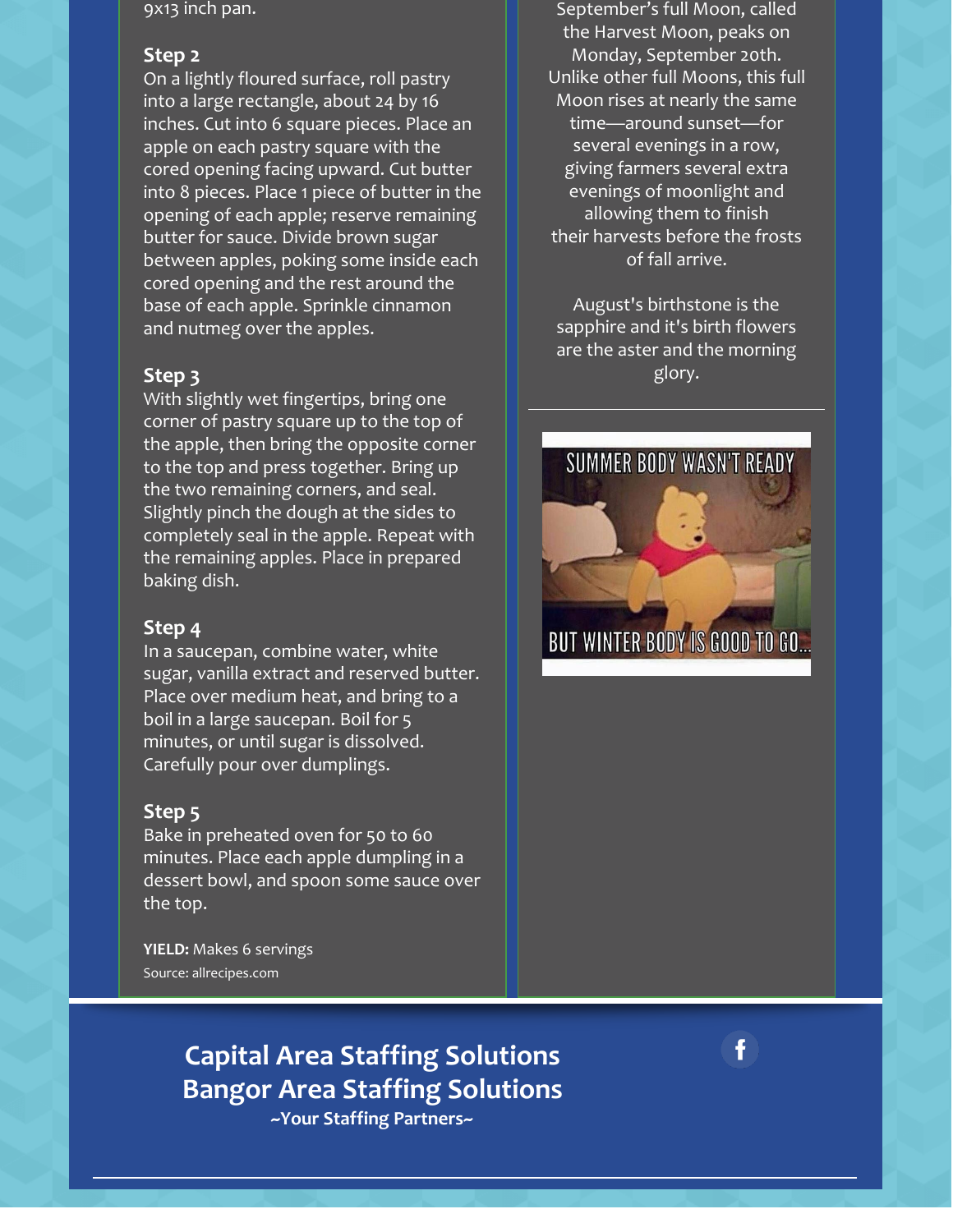9x13 inch pan.

**Step 2**
On a lightly floured surface, roll pastry into a large rectangle, about 24 by 16 inches. Cut into 6 square pieces. Place an apple on each pastry square with the cored opening facing upward. Cut butter into 8 pieces. Place 1 piece of butter in the opening of each apple; reserve remaining butter for sauce. Divide brown sugar between apples, poking some inside each cored opening and the rest around the base of each apple. Sprinkle cinnamon and nutmeg over the apples.

**Step 3**
With slightly wet fingertips, bring one corner of pastry square up to the top of the apple, then bring the opposite corner to the top and press together. Bring up the two remaining corners, and seal. Slightly pinch the dough at the sides to completely seal in the apple. Repeat with the remaining apples. Place in prepared baking dish.

**Step 4**
In a saucepan, combine water, white sugar, vanilla extract and reserved butter. Place over medium heat, and bring to a boil in a large saucepan. Boil for 5 minutes, or until sugar is dissolved. Carefully pour over dumplings.

**Step 5**
Bake in preheated oven for 50 to 60 minutes. Place each apple dumpling in a dessert bowl, and spoon some sauce over the top.

**YIELD:** Makes 6 servings
Source: allrecipes.com

September's full Moon, called the Harvest Moon, peaks on Monday, September 20th. Unlike other full Moons, this full Moon rises at nearly the same time—around sunset—for several evenings in a row, giving farmers several extra evenings of moonlight and allowing them to finish their harvests before the frosts of fall arrive.

August's birthstone is the sapphire and it's birth flowers are the aster and the morning glory.

SUMMER BODY WASN'T READY

BUT WINTER BODY IS GOOD TO GO...

**Capital Area Staffing Solutions**
**Bangor Area Staffing Solutions**
**~Your Staffing Partners~**